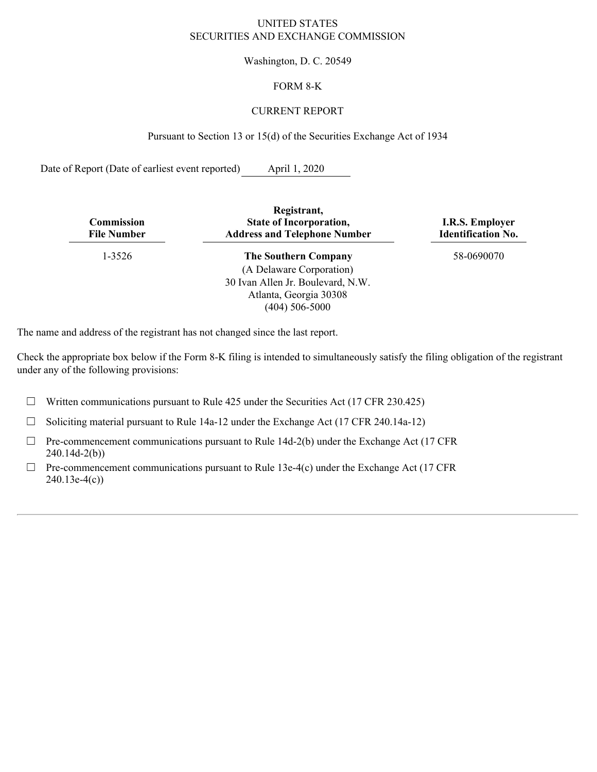UNITED STATES
SECURITIES AND EXCHANGE COMMISSION

Washington, D. C. 20549

FORM 8-K

CURRENT REPORT

Pursuant to Section 13 or 15(d) of the Securities Exchange Act of 1934

Date of Report (Date of earliest event reported) April 1, 2020

| Commission File Number | Registrant, State of Incorporation, Address and Telephone Number | I.R.S. Employer Identification No. |
|---|---|---|
| 1-3526 | **The Southern Company**<br>(A Delaware Corporation)<br>30 Ivan Allen Jr. Boulevard, N.W.<br>Atlanta, Georgia 30308<br>(404) 506-5000 | 58-0690070 |

The name and address of the registrant has not changed since the last report.

Check the appropriate box below if the Form 8-K filing is intended to simultaneously satisfy the filing obligation of the registrant under any of the following provisions:

☐ Written communications pursuant to Rule 425 under the Securities Act (17 CFR 230.425)

☐ Soliciting material pursuant to Rule 14a-12 under the Exchange Act (17 CFR 240.14a-12)

☐ Pre-commencement communications pursuant to Rule 14d-2(b) under the Exchange Act (17 CFR 240.14d-2(b))

☐ Pre-commencement communications pursuant to Rule 13e-4(c) under the Exchange Act (17 CFR 240.13e-4(c))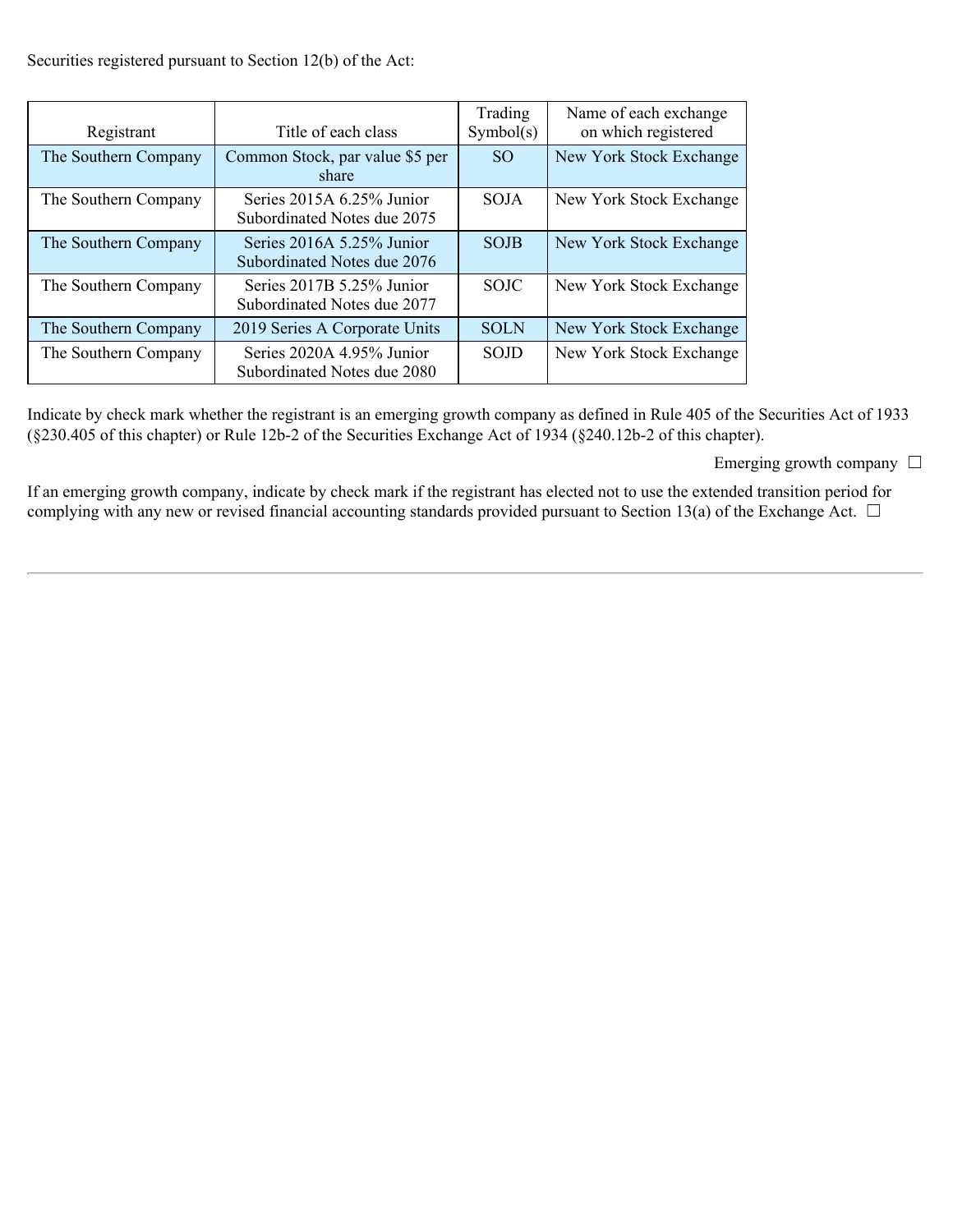Securities registered pursuant to Section 12(b) of the Act:

| Registrant | Title of each class | Trading Symbol(s) | Name of each exchange on which registered |
| --- | --- | --- | --- |
| The Southern Company | Common Stock, par value $5 per share | SO | New York Stock Exchange |
| The Southern Company | Series 2015A 6.25% Junior Subordinated Notes due 2075 | SOJA | New York Stock Exchange |
| The Southern Company | Series 2016A 5.25% Junior Subordinated Notes due 2076 | SOJB | New York Stock Exchange |
| The Southern Company | Series 2017B 5.25% Junior Subordinated Notes due 2077 | SOJC | New York Stock Exchange |
| The Southern Company | 2019 Series A Corporate Units | SOLN | New York Stock Exchange |
| The Southern Company | Series 2020A 4.95% Junior Subordinated Notes due 2080 | SOJD | New York Stock Exchange |

Indicate by check mark whether the registrant is an emerging growth company as defined in Rule 405 of the Securities Act of 1933 (§230.405 of this chapter) or Rule 12b-2 of the Securities Exchange Act of 1934 (§240.12b-2 of this chapter).

Emerging growth company ☐

If an emerging growth company, indicate by check mark if the registrant has elected not to use the extended transition period for complying with any new or revised financial accounting standards provided pursuant to Section 13(a) of the Exchange Act. ☐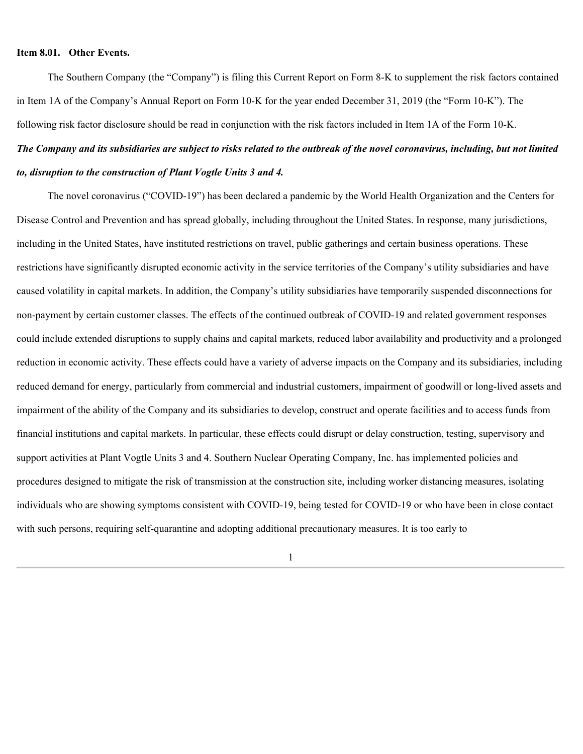**Item 8.01. Other Events.**

The Southern Company (the "Company") is filing this Current Report on Form 8-K to supplement the risk factors contained in Item 1A of the Company's Annual Report on Form 10-K for the year ended December 31, 2019 (the "Form 10-K"). The following risk factor disclosure should be read in conjunction with the risk factors included in Item 1A of the Form 10-K.

***The Company and its subsidiaries are subject to risks related to the outbreak of the novel coronavirus, including, but not limited to, disruption to the construction of Plant Vogtle Units 3 and 4.***

The novel coronavirus ("COVID-19") has been declared a pandemic by the World Health Organization and the Centers for Disease Control and Prevention and has spread globally, including throughout the United States. In response, many jurisdictions, including in the United States, have instituted restrictions on travel, public gatherings and certain business operations. These restrictions have significantly disrupted economic activity in the service territories of the Company's utility subsidiaries and have caused volatility in capital markets. In addition, the Company's utility subsidiaries have temporarily suspended disconnections for non-payment by certain customer classes. The effects of the continued outbreak of COVID-19 and related government responses could include extended disruptions to supply chains and capital markets, reduced labor availability and productivity and a prolonged reduction in economic activity. These effects could have a variety of adverse impacts on the Company and its subsidiaries, including reduced demand for energy, particularly from commercial and industrial customers, impairment of goodwill or long-lived assets and impairment of the ability of the Company and its subsidiaries to develop, construct and operate facilities and to access funds from financial institutions and capital markets. In particular, these effects could disrupt or delay construction, testing, supervisory and support activities at Plant Vogtle Units 3 and 4. Southern Nuclear Operating Company, Inc. has implemented policies and procedures designed to mitigate the risk of transmission at the construction site, including worker distancing measures, isolating individuals who are showing symptoms consistent with COVID-19, being tested for COVID-19 or who have been in close contact with such persons, requiring self-quarantine and adopting additional precautionary measures. It is too early to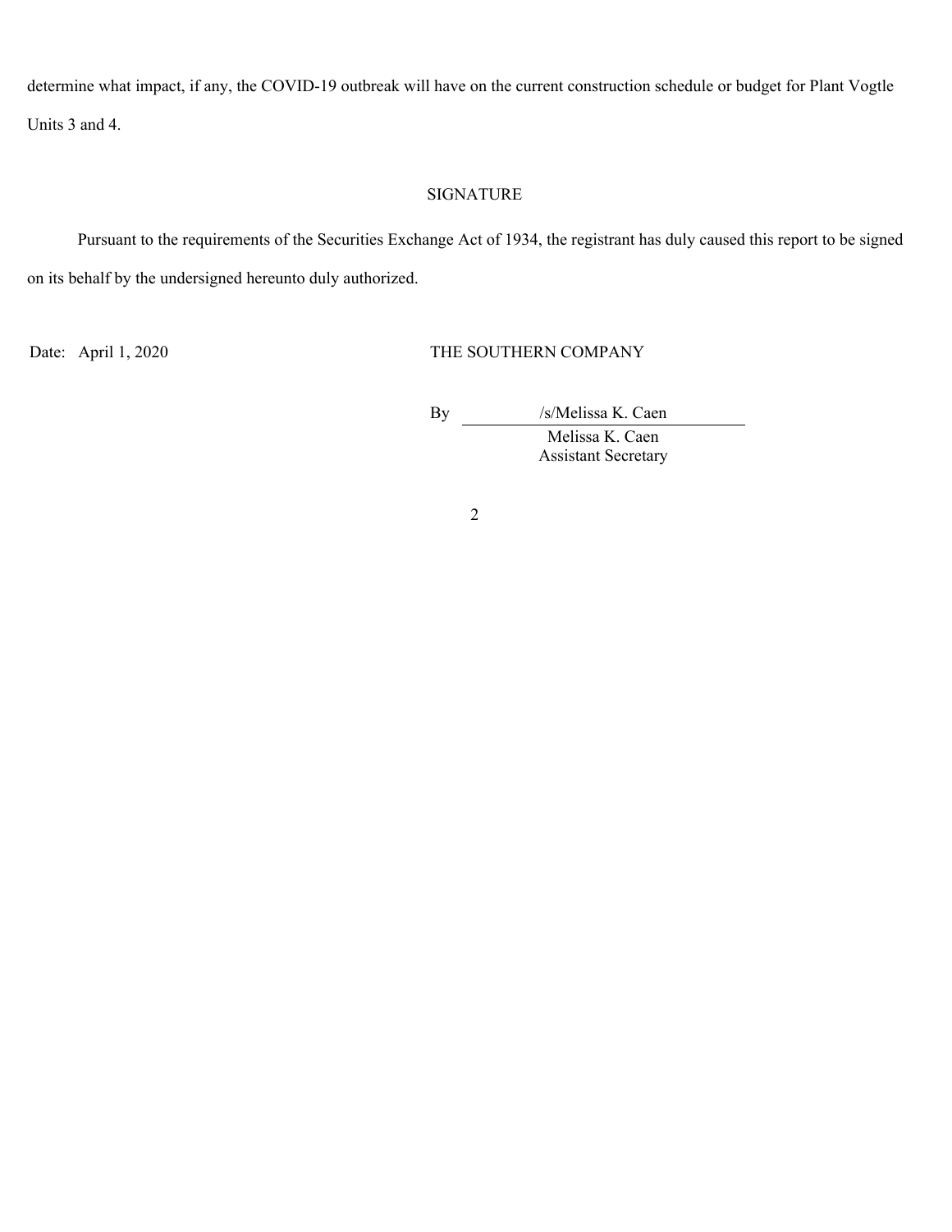determine what impact, if any, the COVID-19 outbreak will have on the current construction schedule or budget for Plant Vogtle Units 3 and 4.

## SIGNATURE

Pursuant to the requirements of the Securities Exchange Act of 1934, the registrant has duly caused this report to be signed on its behalf by the undersigned hereunto duly authorized.

Date: April 1, 2020

THE SOUTHERN COMPANY

By /s/Melissa K. Caen
Melissa K. Caen
Assistant Secretary